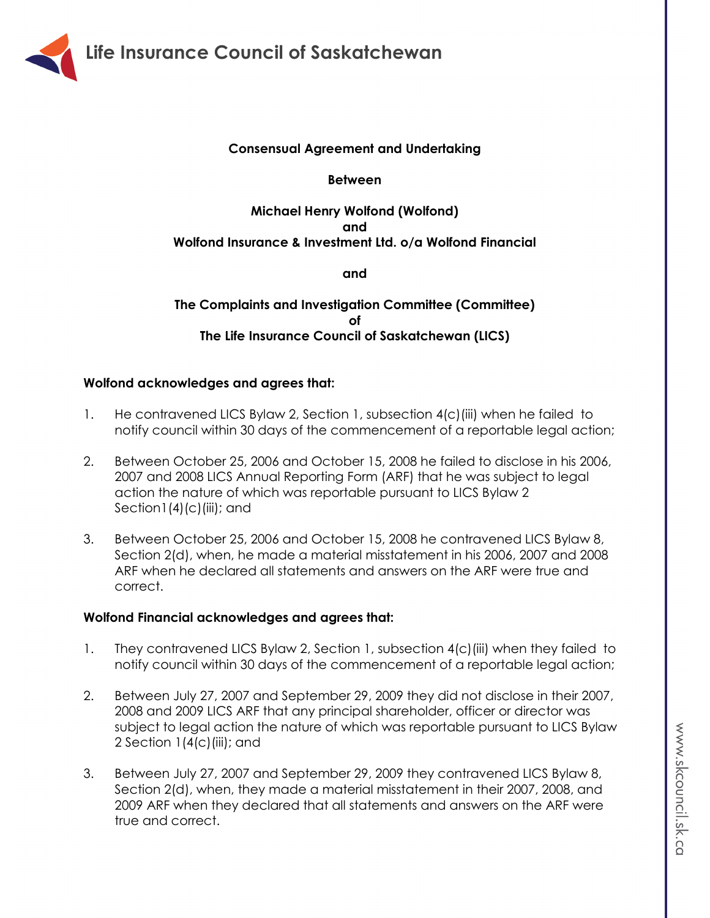# Life Insurance Council of Saskatchewan

**Consensual Agreement and Undertaking**

**Between**

**Michael Henry Wolfond (Wolfond)**
**and**
**Wolfond Insurance & Investment Ltd. o/a Wolfond Financial**

**and**

**The Complaints and Investigation Committee (Committee)**
**of**
**The Life Insurance Council of Saskatchewan (LICS)**

**Wolfond acknowledges and agrees that:**

1. He contravened LICS Bylaw 2, Section 1, subsection 4(c)(iii) when he failed to notify council within 30 days of the commencement of a reportable legal action;

2. Between October 25, 2006 and October 15, 2008 he failed to disclose in his 2006, 2007 and 2008 LICS Annual Reporting Form (ARF) that he was subject to legal action the nature of which was reportable pursuant to LICS Bylaw 2 Section1(4)(c)(iii); and

3. Between October 25, 2006 and October 15, 2008 he contravened LICS Bylaw 8, Section 2(d), when, he made a material misstatement in his 2006, 2007 and 2008 ARF when he declared all statements and answers on the ARF were true and correct.

**Wolfond Financial acknowledges and agrees that:**

1. They contravened LICS Bylaw 2, Section 1, subsection 4(c)(iii) when they failed to notify council within 30 days of the commencement of a reportable legal action;

2. Between July 27, 2007 and September 29, 2009 they did not disclose in their 2007, 2008 and 2009 LICS ARF that any principal shareholder, officer or director was subject to legal action the nature of which was reportable pursuant to LICS Bylaw 2 Section 1(4(c)(iii); and

3. Between July 27, 2007 and September 29, 2009 they contravened LICS Bylaw 8, Section 2(d), when, they made a material misstatement in their 2007, 2008, and 2009 ARF when they declared that all statements and answers on the ARF were true and correct.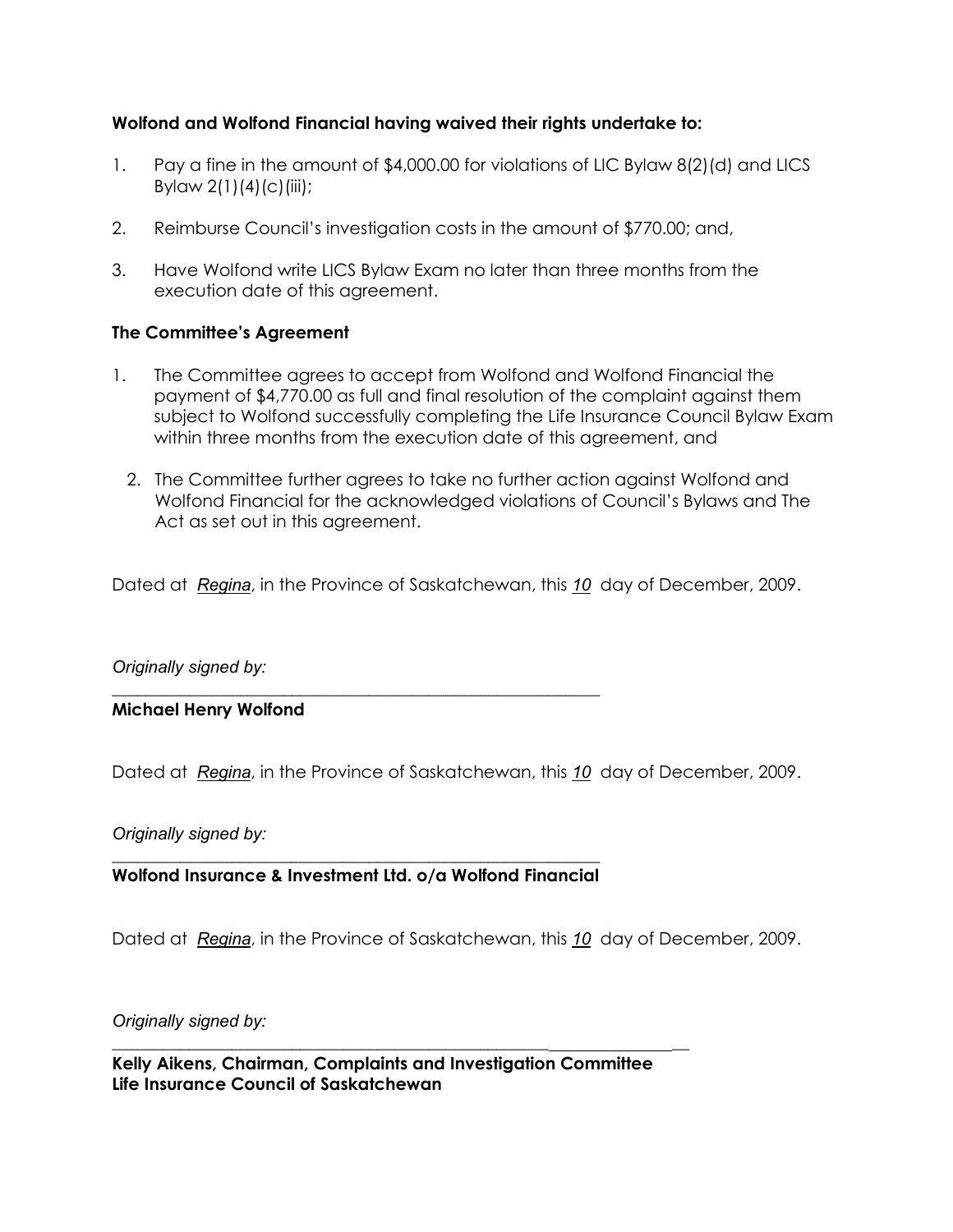**Wolfond and Wolfond Financial having waived their rights undertake to:**

1. Pay a fine in the amount of $4,000.00 for violations of LIC Bylaw 8(2)(d) and LICS Bylaw 2(1)(4)(c)(iii);

2. Reimburse Council's investigation costs in the amount of $770.00; and,

3. Have Wolfond write LICS Bylaw Exam no later than three months from the execution date of this agreement.

**The Committee's Agreement**

1. The Committee agrees to accept from Wolfond and Wolfond Financial the payment of $4,770.00 as full and final resolution of the complaint against them subject to Wolfond successfully completing the Life Insurance Council Bylaw Exam within three months from the execution date of this agreement, and

2. The Committee further agrees to take no further action against Wolfond and Wolfond Financial for the acknowledged violations of Council's Bylaws and The Act as set out in this agreement.

Dated at *Regina*, in the Province of Saskatchewan, this *10* day of December, 2009.

*Originally signed by:*

______________________________________________________

**Michael Henry Wolfond**

Dated at *Regina*, in the Province of Saskatchewan, this *10* day of December, 2009.

*Originally signed by:*

______________________________________________________

**Wolfond Insurance & Investment Ltd. o/a Wolfond Financial**

Dated at *Regina*, in the Province of Saskatchewan, this *10* day of December, 2009.

*Originally signed by:*

______________________________________________________

**Kelly Aikens, Chairman, Complaints and Investigation Committee**
**Life Insurance Council of Saskatchewan**